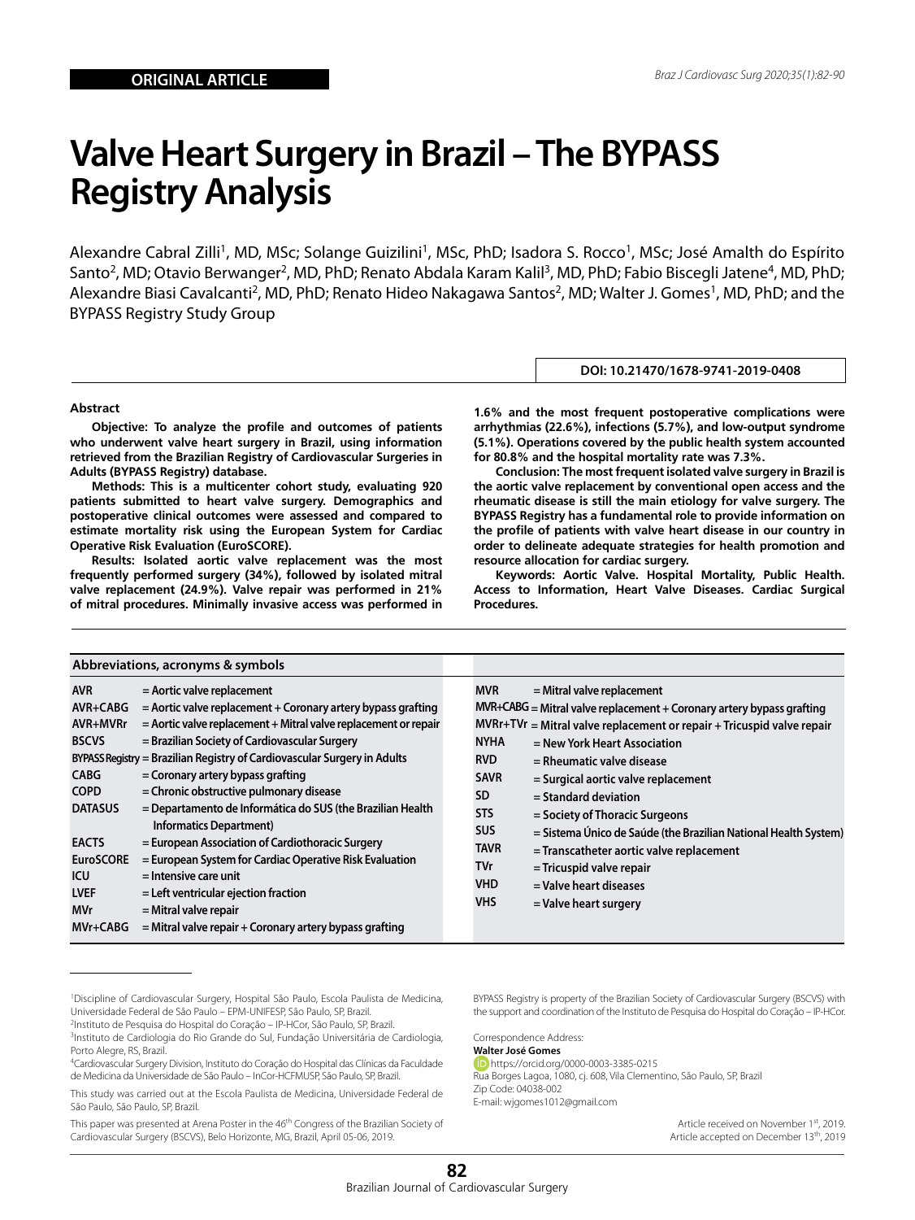**ORIGINAL ARTICLE**

# Valve Heart Surgery in Brazil – The BYPASS Registry Analysis

Alexandre Cabral Zilli[1], MD, MSc; Solange Guizilini[1], MSc, PhD; Isadora S. Rocco[1], MSc; José Amalth do Espírito Santo[2], MD; Otavio Berwanger[2], MD, PhD; Renato Abdala Karam Kalil[3], MD, PhD; Fabio Biscegli Jatene[4], MD, PhD; Alexandre Biasi Cavalcanti[2], MD, PhD; Renato Hideo Nakagawa Santos[2], MD; Walter J. Gomes[1], MD, PhD; and the BYPASS Registry Study Group

DOI: 10.21470/1678-9741-2019-0408

### Abstract

**Objective: To analyze the profile and outcomes of patients who underwent valve heart surgery in Brazil, using information retrieved from the Brazilian Registry of Cardiovascular Surgeries in Adults (BYPASS Registry) database.**

**Methods: This is a multicenter cohort study, evaluating 920 patients submitted to heart valve surgery. Demographics and postoperative clinical outcomes were assessed and compared to estimate mortality risk using the European System for Cardiac Operative Risk Evaluation (EuroSCORE).**

**Results: Isolated aortic valve replacement was the most frequently performed surgery (34%), followed by isolated mitral valve replacement (24.9%). Valve repair was performed in 21% of mitral procedures. Minimally invasive access was performed in 1.6% and the most frequent postoperative complications were arrhythmias (22.6%), infections (5.7%), and low-output syndrome (5.1%). Operations covered by the public health system accounted for 80.8% and the hospital mortality rate was 7.3%.**

**Conclusion: The most frequent isolated valve surgery in Brazil is the aortic valve replacement by conventional open access and the rheumatic disease is still the main etiology for valve surgery. The BYPASS Registry has a fundamental role to provide information on the profile of patients with valve heart disease in our country in order to delineate adequate strategies for health promotion and resource allocation for cardiac surgery.**

**Keywords: Aortic Valve. Hospital Mortality, Public Health. Access to Information, Heart Valve Diseases. Cardiac Surgical Procedures.**

**Abbreviations, acronyms & symbols**

| | |
|---|---|
| AVR | = Aortic valve replacement |
| AVR+CABG | = Aortic valve replacement + Coronary artery bypass grafting |
| AVR+MVRr | = Aortic valve replacement + Mitral valve replacement or repair |
| BSCVS | = Brazilian Society of Cardiovascular Surgery |
| BYPASS Registry | = Brazilian Registry of Cardiovascular Surgery in Adults |
| CABG | = Coronary artery bypass grafting |
| COPD | = Chronic obstructive pulmonary disease |
| DATASUS | = Departamento de Informática do SUS (the Brazilian Health Informatics Department) |
| EACTS | = European Association of Cardiothoracic Surgery |
| EuroSCORE | = European System for Cardiac Operative Risk Evaluation |
| ICU | = Intensive care unit |
| LVEF | = Left ventricular ejection fraction |
| MVr | = Mitral valve repair |
| MVr+CABG | = Mitral valve repair + Coronary artery bypass grafting |
| MVR | = Mitral valve replacement |
| MVR+CABG | = Mitral valve replacement + Coronary artery bypass grafting |
| MVRr+TVr | = Mitral valve replacement or repair + Tricuspid valve repair |
| NYHA | = New York Heart Association |
| RVD | = Rheumatic valve disease |
| SAVR | = Surgical aortic valve replacement |
| SD | = Standard deviation |
| STS | = Society of Thoracic Surgeons |
| SUS | = Sistema Único de Saúde (the Brazilian National Health System) |
| TAVR | = Transcatheter aortic valve replacement |
| TVr | = Tricuspid valve repair |
| VHD | = Valve heart diseases |
| VHS | = Valve heart surgery |

[1]Discipline of Cardiovascular Surgery, Hospital São Paulo, Escola Paulista de Medicina, Universidade Federal de São Paulo – EPM-UNIFESP, São Paulo, SP, Brazil.
[2]Instituto de Pesquisa do Hospital do Coração – IP-HCor, São Paulo, SP, Brazil.
[3]Instituto de Cardiologia do Rio Grande do Sul, Fundação Universitária de Cardiologia, Porto Alegre, RS, Brazil.
[4]Cardiovascular Surgery Division, Instituto do Coração do Hospital das Clínicas da Faculdade de Medicina da Universidade de São Paulo – InCor-HCFMUSP, São Paulo, SP, Brazil.

This study was carried out at the Escola Paulista de Medicina, Universidade Federal de São Paulo, São Paulo, SP, Brazil.

This paper was presented at Arena Poster in the 46th Congress of the Brazilian Society of Cardiovascular Surgery (BSCVS), Belo Horizonte, MG, Brazil, April 05-06, 2019.

BYPASS Registry is property of the Brazilian Society of Cardiovascular Surgery (BSCVS) with the support and coordination of the Instituto de Pesquisa do Hospital do Coração – IP-HCor.

Correspondence Address:
**Walter José Gomes**
https://orcid.org/0000-0003-3385-0215
Rua Borges Lagoa, 1080, cj. 608, Vila Clementino, São Paulo, SP, Brazil
Zip Code: 04038-002
E-mail: wjgomes1012@gmail.com

Article received on November 1st, 2019.
Article accepted on December 13th, 2019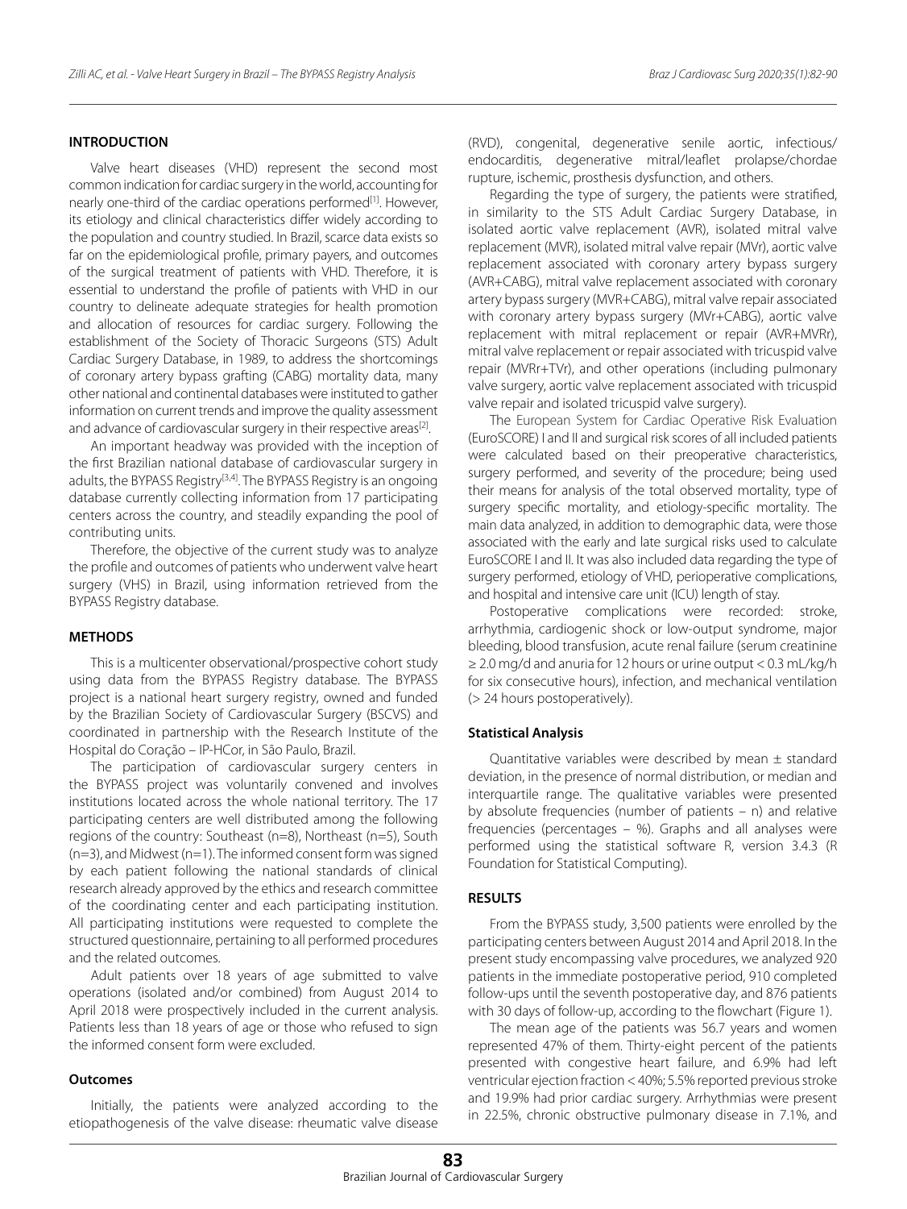## INTRODUCTION

Valve heart diseases (VHD) represent the second most common indication for cardiac surgery in the world, accounting for nearly one-third of the cardiac operations performed[1]. However, its etiology and clinical characteristics differ widely according to the population and country studied. In Brazil, scarce data exists so far on the epidemiological profile, primary payers, and outcomes of the surgical treatment of patients with VHD. Therefore, it is essential to understand the profile of patients with VHD in our country to delineate adequate strategies for health promotion and allocation of resources for cardiac surgery. Following the establishment of the Society of Thoracic Surgeons (STS) Adult Cardiac Surgery Database, in 1989, to address the shortcomings of coronary artery bypass grafting (CABG) mortality data, many other national and continental databases were instituted to gather information on current trends and improve the quality assessment and advance of cardiovascular surgery in their respective areas[2].

An important headway was provided with the inception of the first Brazilian national database of cardiovascular surgery in adults, the BYPASS Registry[3,4]. The BYPASS Registry is an ongoing database currently collecting information from 17 participating centers across the country, and steadily expanding the pool of contributing units.

Therefore, the objective of the current study was to analyze the profile and outcomes of patients who underwent valve heart surgery (VHS) in Brazil, using information retrieved from the BYPASS Registry database.

## METHODS

This is a multicenter observational/prospective cohort study using data from the BYPASS Registry database. The BYPASS project is a national heart surgery registry, owned and funded by the Brazilian Society of Cardiovascular Surgery (BSCVS) and coordinated in partnership with the Research Institute of the Hospital do Coração – IP-HCor, in São Paulo, Brazil.

The participation of cardiovascular surgery centers in the BYPASS project was voluntarily convened and involves institutions located across the whole national territory. The 17 participating centers are well distributed among the following regions of the country: Southeast (n=8), Northeast (n=5), South (n=3), and Midwest (n=1). The informed consent form was signed by each patient following the national standards of clinical research already approved by the ethics and research committee of the coordinating center and each participating institution. All participating institutions were requested to complete the structured questionnaire, pertaining to all performed procedures and the related outcomes.

Adult patients over 18 years of age submitted to valve operations (isolated and/or combined) from August 2014 to April 2018 were prospectively included in the current analysis. Patients less than 18 years of age or those who refused to sign the informed consent form were excluded.

### Outcomes

Initially, the patients were analyzed according to the etiopathogenesis of the valve disease: rheumatic valve disease (RVD), congenital, degenerative senile aortic, infectious/endocarditis, degenerative mitral/leaflet prolapse/chordae rupture, ischemic, prosthesis dysfunction, and others.

Regarding the type of surgery, the patients were stratified, in similarity to the STS Adult Cardiac Surgery Database, in isolated aortic valve replacement (AVR), isolated mitral valve replacement (MVR), isolated mitral valve repair (MVr), aortic valve replacement associated with coronary artery bypass surgery (AVR+CABG), mitral valve replacement associated with coronary artery bypass surgery (MVR+CABG), mitral valve repair associated with coronary artery bypass surgery (MVr+CABG), aortic valve replacement with mitral replacement or repair (AVR+MVRr), mitral valve replacement or repair associated with tricuspid valve repair (MVRr+TVr), and other operations (including pulmonary valve surgery, aortic valve replacement associated with tricuspid valve repair and isolated tricuspid valve surgery).

The European System for Cardiac Operative Risk Evaluation (EuroSCORE) I and II and surgical risk scores of all included patients were calculated based on their preoperative characteristics, surgery performed, and severity of the procedure; being used their means for analysis of the total observed mortality, type of surgery specific mortality, and etiology-specific mortality. The main data analyzed, in addition to demographic data, were those associated with the early and late surgical risks used to calculate EuroSCORE I and II. It was also included data regarding the type of surgery performed, etiology of VHD, perioperative complications, and hospital and intensive care unit (ICU) length of stay.

Postoperative complications were recorded: stroke, arrhythmia, cardiogenic shock or low-output syndrome, major bleeding, blood transfusion, acute renal failure (serum creatinine ≥ 2.0 mg/d and anuria for 12 hours or urine output < 0.3 mL/kg/h for six consecutive hours), infection, and mechanical ventilation (> 24 hours postoperatively).

### Statistical Analysis

Quantitative variables were described by mean ± standard deviation, in the presence of normal distribution, or median and interquartile range. The qualitative variables were presented by absolute frequencies (number of patients – n) and relative frequencies (percentages – %). Graphs and all analyses were performed using the statistical software R, version 3.4.3 (R Foundation for Statistical Computing).

## RESULTS

From the BYPASS study, 3,500 patients were enrolled by the participating centers between August 2014 and April 2018. In the present study encompassing valve procedures, we analyzed 920 patients in the immediate postoperative period, 910 completed follow-ups until the seventh postoperative day, and 876 patients with 30 days of follow-up, according to the flowchart (Figure 1).

The mean age of the patients was 56.7 years and women represented 47% of them. Thirty-eight percent of the patients presented with congestive heart failure, and 6.9% had left ventricular ejection fraction < 40%; 5.5% reported previous stroke and 19.9% had prior cardiac surgery. Arrhythmias were present in 22.5%, chronic obstructive pulmonary disease in 7.1%, and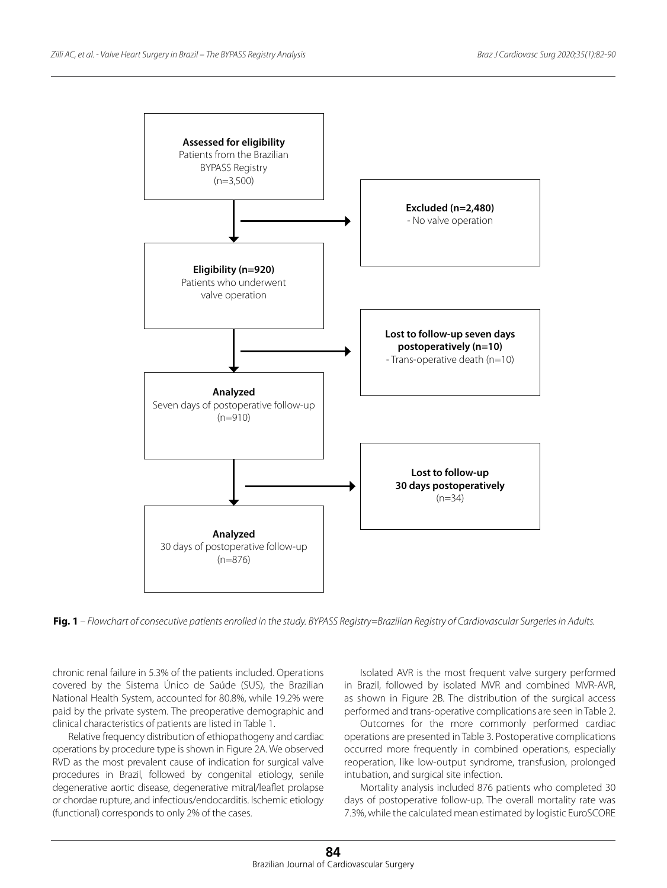**Assessed for eligibility**
Patients from the Brazilian BYPASS Registry
(n=3,500)

**Excluded (n=2,480)**
- No valve operation

**Eligibility (n=920)**
Patients who underwent valve operation

**Lost to follow-up seven days postoperatively (n=10)**
- Trans-operative death (n=10)

**Analyzed**
Seven days of postoperative follow-up
(n=910)

**Lost to follow-up 30 days postoperatively**
(n=34)

**Analyzed**
30 days of postoperative follow-up
(n=876)

**Fig. 1** – *Flowchart of consecutive patients enrolled in the study. BYPASS Registry=Brazilian Registry of Cardiovascular Surgeries in Adults.*

chronic renal failure in 5.3% of the patients included. Operations covered by the Sistema Único de Saúde (SUS), the Brazilian National Health System, accounted for 80.8%, while 19.2% were paid by the private system. The preoperative demographic and clinical characteristics of patients are listed in Table 1.

Relative frequency distribution of ethiopathogeny and cardiac operations by procedure type is shown in Figure 2A. We observed RVD as the most prevalent cause of indication for surgical valve procedures in Brazil, followed by congenital etiology, senile degenerative aortic disease, degenerative mitral/leaflet prolapse or chordae rupture, and infectious/endocarditis. Ischemic etiology (functional) corresponds to only 2% of the cases.

Isolated AVR is the most frequent valve surgery performed in Brazil, followed by isolated MVR and combined MVR-AVR, as shown in Figure 2B. The distribution of the surgical access performed and trans-operative complications are seen in Table 2.

Outcomes for the more commonly performed cardiac operations are presented in Table 3. Postoperative complications occurred more frequently in combined operations, especially reoperation, like low-output syndrome, transfusion, prolonged intubation, and surgical site infection.

Mortality analysis included 876 patients who completed 30 days of postoperative follow-up. The overall mortality rate was 7.3%, while the calculated mean estimated by logistic EuroSCORE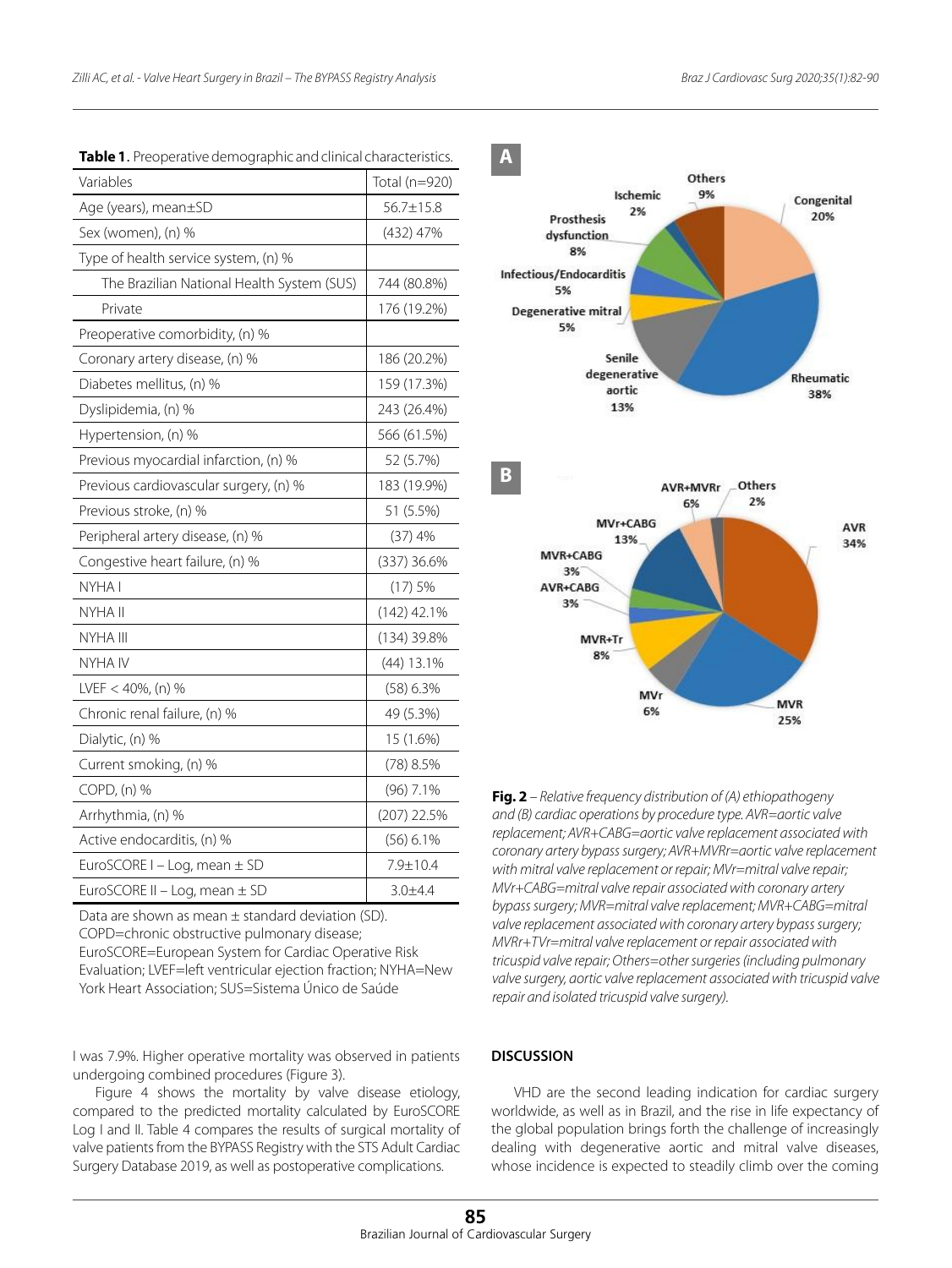**Table 1**. Preoperative demographic and clinical characteristics.

| Variables | Total (n=920) |
|---|---|
| Age (years), mean±SD | 56.7±15.8 |
| Sex (women), (n) % | (432) 47% |
| Type of health service system, (n) % | |
| The Brazilian National Health System (SUS) | 744 (80.8%) |
| Private | 176 (19.2%) |
| Preoperative comorbidity, (n) % | |
| Coronary artery disease, (n) % | 186 (20.2%) |
| Diabetes mellitus, (n) % | 159 (17.3%) |
| Dyslipidemia, (n) % | 243 (26.4%) |
| Hypertension, (n) % | 566 (61.5%) |
| Previous myocardial infarction, (n) % | 52 (5.7%) |
| Previous cardiovascular surgery, (n) % | 183 (19.9%) |
| Previous stroke, (n) % | 51 (5.5%) |
| Peripheral artery disease, (n) % | (37) 4% |
| Congestive heart failure, (n) % | (337) 36.6% |
| NYHA I | (17) 5% |
| NYHA II | (142) 42.1% |
| NYHA III | (134) 39.8% |
| NYHA IV | (44) 13.1% |
| LVEF < 40%, (n) % | (58) 6.3% |
| Chronic renal failure, (n) % | 49 (5.3%) |
| Dialytic, (n) % | 15 (1.6%) |
| Current smoking, (n) % | (78) 8.5% |
| COPD, (n) % | (96) 7.1% |
| Arrhythmia, (n) % | (207) 22.5% |
| Active endocarditis, (n) % | (56) 6.1% |
| EuroSCORE I – Log, mean ± SD | 7.9±10.4 |
| EuroSCORE II – Log, mean ± SD | 3.0±4.4 |

Data are shown as mean ± standard deviation (SD). COPD=chronic obstructive pulmonary disease; EuroSCORE=European System for Cardiac Operative Risk Evaluation; LVEF=left ventricular ejection fraction; NYHA=New York Heart Association; SUS=Sistema Único de Saúde

**Fig. 2** – *Relative frequency distribution of (A) ethiopathogeny and (B) cardiac operations by procedure type. AVR=aortic valve replacement; AVR+CABG=aortic valve replacement associated with coronary artery bypass surgery; AVR+MVRr=aortic valve replacement with mitral valve replacement or repair; MVr=mitral valve repair; MVr+CABG=mitral valve repair associated with coronary artery bypass surgery; MVR=mitral valve replacement; MVR+CABG=mitral valve replacement associated with coronary artery bypass surgery; MVRr+TVr=mitral valve replacement or repair associated with tricuspid valve repair; Others=other surgeries (including pulmonary valve surgery, aortic valve replacement associated with tricuspid valve repair and isolated tricuspid valve surgery).*

I was 7.9%. Higher operative mortality was observed in patients undergoing combined procedures (Figure 3).

Figure 4 shows the mortality by valve disease etiology, compared to the predicted mortality calculated by EuroSCORE Log I and II. Table 4 compares the results of surgical mortality of valve patients from the BYPASS Registry with the STS Adult Cardiac Surgery Database 2019, as well as postoperative complications.

## DISCUSSION

VHD are the second leading indication for cardiac surgery worldwide, as well as in Brazil, and the rise in life expectancy of the global population brings forth the challenge of increasingly dealing with degenerative aortic and mitral valve diseases, whose incidence is expected to steadily climb over the coming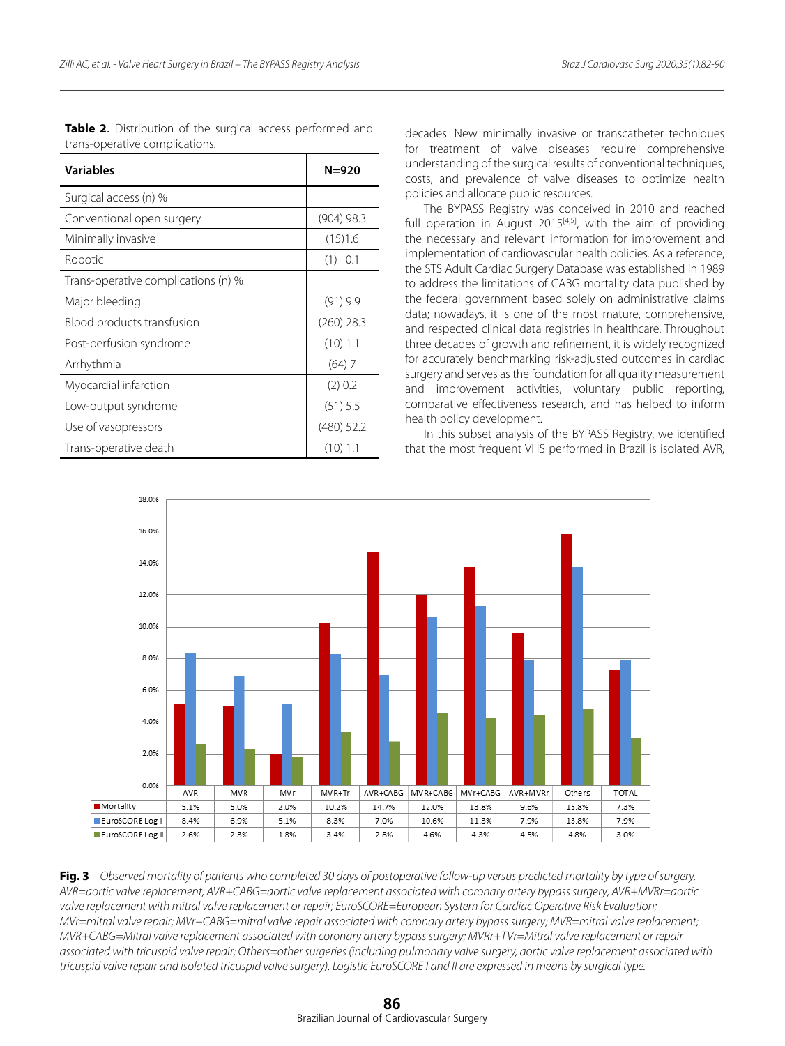**Table 2.** Distribution of the surgical access performed and trans-operative complications.

| Variables | N=920 |
|---|---|
| Surgical access (n) % | |
| Conventional open surgery | (904) 98.3 |
| Minimally invasive | (15)1.6 |
| Robotic | (1) 0.1 |
| Trans-operative complications (n) % | |
| Major bleeding | (91) 9.9 |
| Blood products transfusion | (260) 28.3 |
| Post-perfusion syndrome | (10) 1.1 |
| Arrhythmia | (64) 7 |
| Myocardial infarction | (2) 0.2 |
| Low-output syndrome | (51) 5.5 |
| Use of vasopressors | (480) 52.2 |
| Trans-operative death | (10) 1.1 |

decades. New minimally invasive or transcatheter techniques for treatment of valve diseases require comprehensive understanding of the surgical results of conventional techniques, costs, and prevalence of valve diseases to optimize health policies and allocate public resources.

The BYPASS Registry was conceived in 2010 and reached full operation in August 2015[4,5], with the aim of providing the necessary and relevant information for improvement and implementation of cardiovascular health policies. As a reference, the STS Adult Cardiac Surgery Database was established in 1989 to address the limitations of CABG mortality data published by the federal government based solely on administrative claims data; nowadays, it is one of the most mature, comprehensive, and respected clinical data registries in healthcare. Throughout three decades of growth and refinement, it is widely recognized for accurately benchmarking risk-adjusted outcomes in cardiac surgery and serves as the foundation for all quality measurement and improvement activities, voluntary public reporting, comparative effectiveness research, and has helped to inform health policy development.

In this subset analysis of the BYPASS Registry, we identified that the most frequent VHS performed in Brazil is isolated AVR,

| | AVR | MVR | MVr | MVR+Tr | AVR+CABG | MVR+CABG | MVr+CABG | AVR+MVRr | Others | TOTAL |
|---|---|---|---|---|---|---|---|---|---|---|
| Mortality | 5.1% | 5.0% | 2.0% | 10.2% | 14.7% | 12.0% | 13.8% | 9.6% | 15.8% | 7.3% |
| EuroSCORE Log I | 8.4% | 6.9% | 5.1% | 8.3% | 7.0% | 10.6% | 11.3% | 7.9% | 13.8% | 7.9% |
| EuroSCORE Log II | 2.6% | 2.3% | 1.8% | 3.4% | 2.8% | 4.6% | 4.3% | 4.5% | 4.8% | 3.0% |

**Fig. 3** – *Observed mortality of patients who completed 30 days of postoperative follow-up versus predicted mortality by type of surgery. AVR=aortic valve replacement; AVR+CABG=aortic valve replacement associated with coronary artery bypass surgery; AVR+MVRr=aortic valve replacement with mitral valve replacement or repair; EuroSCORE=European System for Cardiac Operative Risk Evaluation; MVr=mitral valve repair; MVr+CABG=mitral valve repair associated with coronary artery bypass surgery; MVR=mitral valve replacement; MVR+CABG=Mitral valve replacement associated with coronary artery bypass surgery; MVRr+TVr=Mitral valve replacement or repair associated with tricuspid valve repair; Others=other surgeries (including pulmonary valve surgery, aortic valve replacement associated with tricuspid valve repair and isolated tricuspid valve surgery). Logistic EuroSCORE I and II are expressed in means by surgical type.*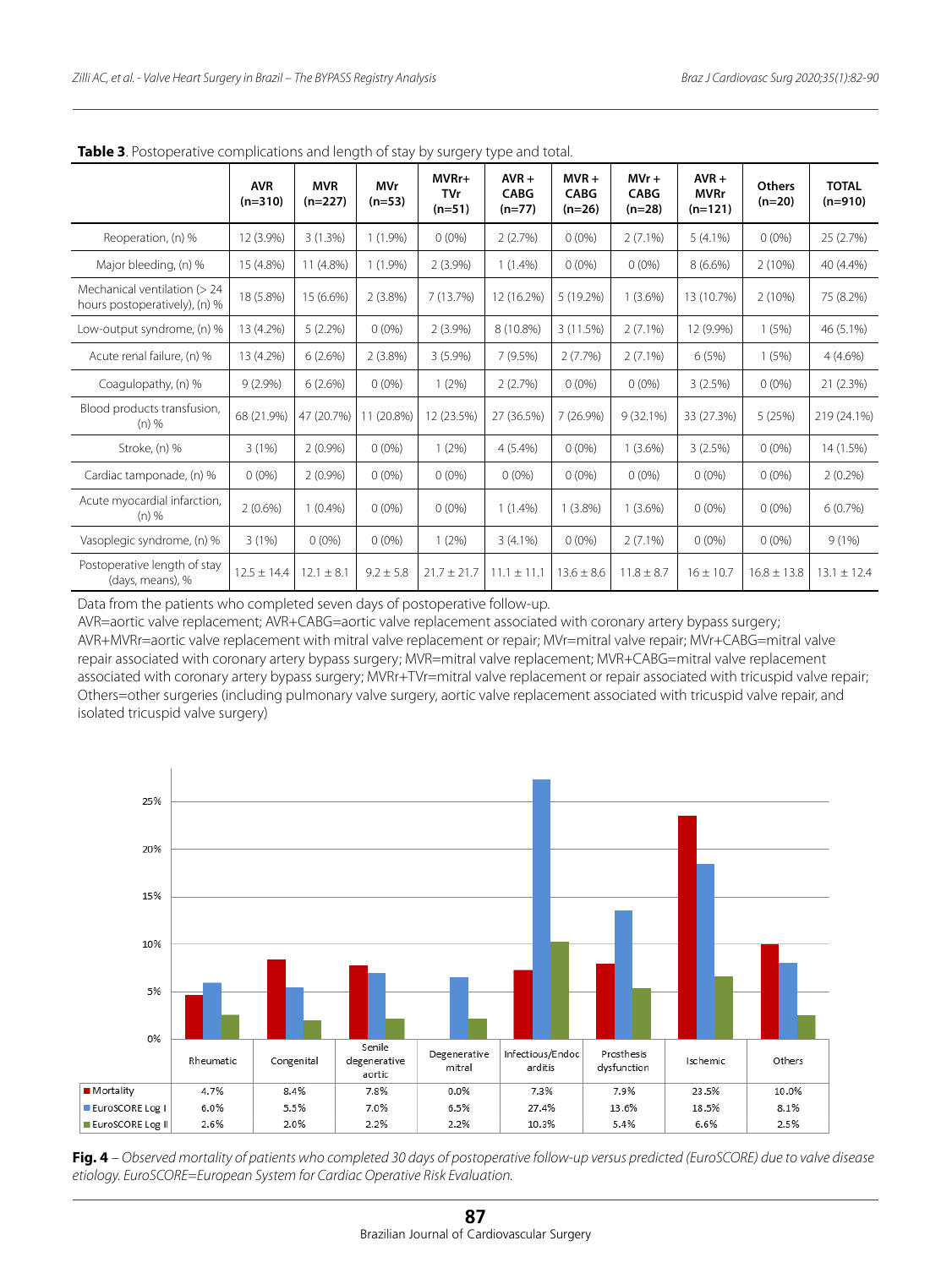**Table 3**. Postoperative complications and length of stay by surgery type and total.

| | AVR (n=310) | MVR (n=227) | MVr (n=53) | MVRr+ TVr (n=51) | AVR + CABG (n=77) | MVR + CABG (n=26) | MVr + CABG (n=28) | AVR + MVRr (n=121) | Others (n=20) | TOTAL (n=910) |
|---|---|---|---|---|---|---|---|---|---|---|
| Reoperation, (n) % | 12 (3.9%) | 3 (1.3%) | 1 (1.9%) | 0 (0%) | 2 (2.7%) | 0 (0%) | 2 (7.1%) | 5 (4.1%) | 0 (0%) | 25 (2.7%) |
| Major bleeding, (n) % | 15 (4.8%) | 11 (4.8%) | 1 (1.9%) | 2 (3.9%) | 1 (1.4%) | 0 (0%) | 0 (0%) | 8 (6.6%) | 2 (10%) | 40 (4.4%) |
| Mechanical ventilation (> 24 hours postoperatively), (n) % | 18 (5.8%) | 15 (6.6%) | 2 (3.8%) | 7 (13.7%) | 12 (16.2%) | 5 (19.2%) | 1 (3.6%) | 13 (10.7%) | 2 (10%) | 75 (8.2%) |
| Low-output syndrome, (n) % | 13 (4.2%) | 5 (2.2%) | 0 (0%) | 2 (3.9%) | 8 (10.8%) | 3 (11.5%) | 2 (7.1%) | 12 (9.9%) | 1 (5%) | 46 (5.1%) |
| Acute renal failure, (n) % | 13 (4.2%) | 6 (2.6%) | 2 (3.8%) | 3 (5.9%) | 7 (9.5%) | 2 (7.7%) | 2 (7.1%) | 6 (5%) | 1 (5%) | 4 (4.6%) |
| Coagulopathy, (n) % | 9 (2.9%) | 6 (2.6%) | 0 (0%) | 1 (2%) | 2 (2.7%) | 0 (0%) | 0 (0%) | 3 (2.5%) | 0 (0%) | 21 (2.3%) |
| Blood products transfusion, (n) % | 68 (21.9%) | 47 (20.7%) | 11 (20.8%) | 12 (23.5%) | 27 (36.5%) | 7 (26.9%) | 9 (32.1%) | 33 (27.3%) | 5 (25%) | 219 (24.1%) |
| Stroke, (n) % | 3 (1%) | 2 (0.9%) | 0 (0%) | 1 (2%) | 4 (5.4%) | 0 (0%) | 1 (3.6%) | 3 (2.5%) | 0 (0%) | 14 (1.5%) |
| Cardiac tamponade, (n) % | 0 (0%) | 2 (0.9%) | 0 (0%) | 0 (0%) | 0 (0%) | 0 (0%) | 0 (0%) | 0 (0%) | 0 (0%) | 2 (0.2%) |
| Acute myocardial infarction, (n) % | 2 (0.6%) | 1 (0.4%) | 0 (0%) | 0 (0%) | 1 (1.4%) | 1 (3.8%) | 1 (3.6%) | 0 (0%) | 0 (0%) | 6 (0.7%) |
| Vasoplegic syndrome, (n) % | 3 (1%) | 0 (0%) | 0 (0%) | 1 (2%) | 3 (4.1%) | 0 (0%) | 2 (7.1%) | 0 (0%) | 0 (0%) | 9 (1%) |
| Postoperative length of stay (days, means), % | 12.5 ± 14.4 | 12.1 ± 8.1 | 9.2 ± 5.8 | 21.7 ± 21.7 | 11.1 ± 11.1 | 13.6 ± 8.6 | 11.8 ± 8.7 | 16 ± 10.7 | 16.8 ± 13.8 | 13.1 ± 12.4 |

Data from the patients who completed seven days of postoperative follow-up.
AVR=aortic valve replacement; AVR+CABG=aortic valve replacement associated with coronary artery bypass surgery; AVR+MVRr=aortic valve replacement with mitral valve replacement or repair; MVr=mitral valve repair; MVr+CABG=mitral valve repair associated with coronary artery bypass surgery; MVR=mitral valve replacement; MVR+CABG=mitral valve replacement associated with coronary artery bypass surgery; MVRr+TVr=mitral valve replacement or repair associated with tricuspid valve repair; Others=other surgeries (including pulmonary valve surgery, aortic valve replacement associated with tricuspid valve repair, and isolated tricuspid valve surgery)

| | Rheumatic | Congenital | Senile degenerative aortic | Degenerative mitral | Infectious/Endocarditis | Prosthesis dysfunction | Ischemic | Others |
|---|---|---|---|---|---|---|---|---|
| Mortality | 4.7% | 8.4% | 7.8% | 0.0% | 7.3% | 7.9% | 23.5% | 10.0% |
| EuroSCORE Log I | 6.0% | 5.5% | 7.0% | 6.5% | 27.4% | 13.6% | 18.5% | 8.1% |
| EuroSCORE Log II | 2.6% | 2.0% | 2.2% | 2.2% | 10.3% | 5.4% | 6.6% | 2.5% |

**Fig. 4** – *Observed mortality of patients who completed 30 days of postoperative follow-up versus predicted (EuroSCORE) due to valve disease etiology. EuroSCORE=European System for Cardiac Operative Risk Evaluation.*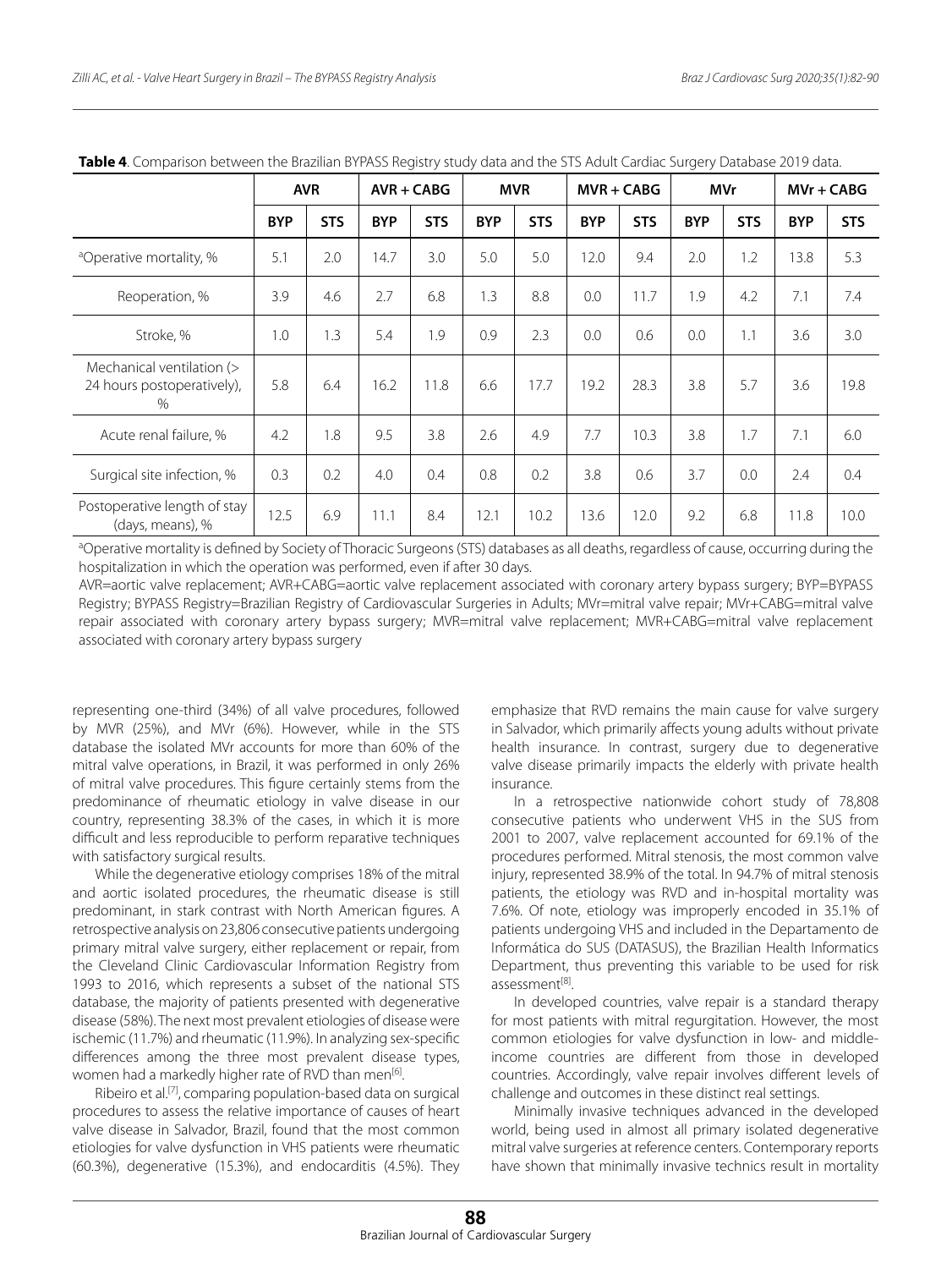**Table 4**. Comparison between the Brazilian BYPASS Registry study data and the STS Adult Cardiac Surgery Database 2019 data.

| | AVR | | AVR + CABG | | MVR | | MVR + CABG | | MVr | | MVr + CABG | |
|---|---|---|---|---|---|---|---|---|---|---|---|---|
| | BYP | STS | BYP | STS | BYP | STS | BYP | STS | BYP | STS | BYP | STS |
| [a]Operative mortality, % | 5.1 | 2.0 | 14.7 | 3.0 | 5.0 | 5.0 | 12.0 | 9.4 | 2.0 | 1.2 | 13.8 | 5.3 |
| Reoperation, % | 3.9 | 4.6 | 2.7 | 6.8 | 1.3 | 8.8 | 0.0 | 11.7 | 1.9 | 4.2 | 7.1 | 7.4 |
| Stroke, % | 1.0 | 1.3 | 5.4 | 1.9 | 0.9 | 2.3 | 0.0 | 0.6 | 0.0 | 1.1 | 3.6 | 3.0 |
| Mechanical ventilation (> 24 hours postoperatively), % | 5.8 | 6.4 | 16.2 | 11.8 | 6.6 | 17.7 | 19.2 | 28.3 | 3.8 | 5.7 | 3.6 | 19.8 |
| Acute renal failure, % | 4.2 | 1.8 | 9.5 | 3.8 | 2.6 | 4.9 | 7.7 | 10.3 | 3.8 | 1.7 | 7.1 | 6.0 |
| Surgical site infection, % | 0.3 | 0.2 | 4.0 | 0.4 | 0.8 | 0.2 | 3.8 | 0.6 | 3.7 | 0.0 | 2.4 | 0.4 |
| Postoperative length of stay (days, means), % | 12.5 | 6.9 | 11.1 | 8.4 | 12.1 | 10.2 | 13.6 | 12.0 | 9.2 | 6.8 | 11.8 | 10.0 |

[a]Operative mortality is defined by Society of Thoracic Surgeons (STS) databases as all deaths, regardless of cause, occurring during the hospitalization in which the operation was performed, even if after 30 days.

AVR=aortic valve replacement; AVR+CABG=aortic valve replacement associated with coronary artery bypass surgery; BYP=BYPASS Registry; BYPASS Registry=Brazilian Registry of Cardiovascular Surgeries in Adults; MVr=mitral valve repair; MVr+CABG=mitral valve repair associated with coronary artery bypass surgery; MVR=mitral valve replacement; MVR+CABG=mitral valve replacement associated with coronary artery bypass surgery

representing one-third (34%) of all valve procedures, followed by MVR (25%), and MVr (6%). However, while in the STS database the isolated MVr accounts for more than 60% of the mitral valve operations, in Brazil, it was performed in only 26% of mitral valve procedures. This figure certainly stems from the predominance of rheumatic etiology in valve disease in our country, representing 38.3% of the cases, in which it is more difficult and less reproducible to perform reparative techniques with satisfactory surgical results.

While the degenerative etiology comprises 18% of the mitral and aortic isolated procedures, the rheumatic disease is still predominant, in stark contrast with North American figures. A retrospective analysis on 23,806 consecutive patients undergoing primary mitral valve surgery, either replacement or repair, from the Cleveland Clinic Cardiovascular Information Registry from 1993 to 2016, which represents a subset of the national STS database, the majority of patients presented with degenerative disease (58%). The next most prevalent etiologies of disease were ischemic (11.7%) and rheumatic (11.9%). In analyzing sex-specific differences among the three most prevalent disease types, women had a markedly higher rate of RVD than men[6].

Ribeiro et al.[7], comparing population-based data on surgical procedures to assess the relative importance of causes of heart valve disease in Salvador, Brazil, found that the most common etiologies for valve dysfunction in VHS patients were rheumatic (60.3%), degenerative (15.3%), and endocarditis (4.5%). They emphasize that RVD remains the main cause for valve surgery in Salvador, which primarily affects young adults without private health insurance. In contrast, surgery due to degenerative valve disease primarily impacts the elderly with private health insurance.

In a retrospective nationwide cohort study of 78,808 consecutive patients who underwent VHS in the SUS from 2001 to 2007, valve replacement accounted for 69.1% of the procedures performed. Mitral stenosis, the most common valve injury, represented 38.9% of the total. In 94.7% of mitral stenosis patients, the etiology was RVD and in-hospital mortality was 7.6%. Of note, etiology was improperly encoded in 35.1% of patients undergoing VHS and included in the Departamento de Informática do SUS (DATASUS), the Brazilian Health Informatics Department, thus preventing this variable to be used for risk assessment[8].

In developed countries, valve repair is a standard therapy for most patients with mitral regurgitation. However, the most common etiologies for valve dysfunction in low- and middle-income countries are different from those in developed countries. Accordingly, valve repair involves different levels of challenge and outcomes in these distinct real settings.

Minimally invasive techniques advanced in the developed world, being used in almost all primary isolated degenerative mitral valve surgeries at reference centers. Contemporary reports have shown that minimally invasive technics result in mortality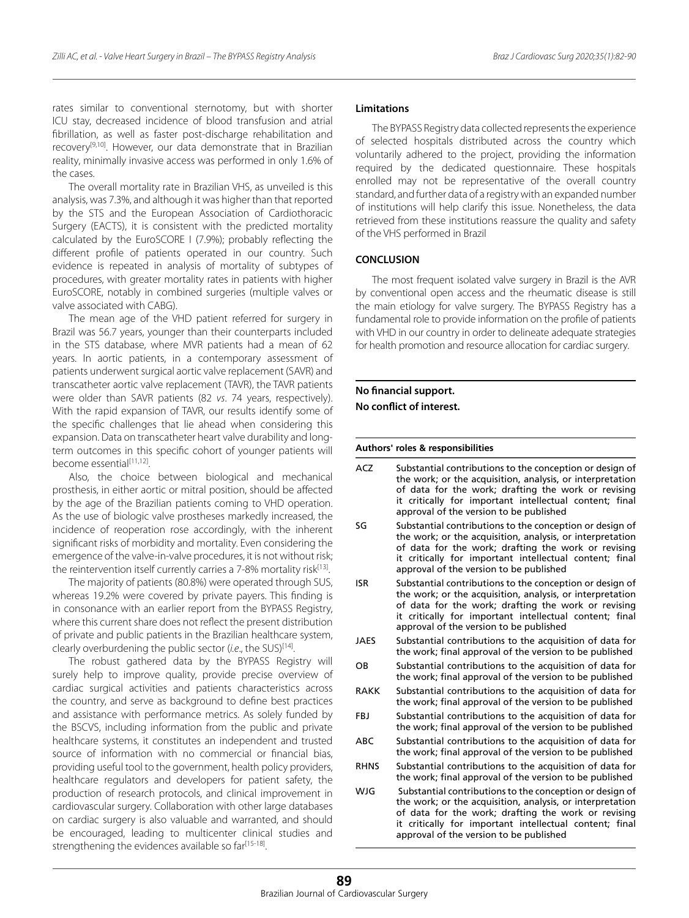rates similar to conventional sternotomy, but with shorter ICU stay, decreased incidence of blood transfusion and atrial fibrillation, as well as faster post-discharge rehabilitation and recovery[9,10]. However, our data demonstrate that in Brazilian reality, minimally invasive access was performed in only 1.6% of the cases.

The overall mortality rate in Brazilian VHS, as unveiled is this analysis, was 7.3%, and although it was higher than that reported by the STS and the European Association of Cardiothoracic Surgery (EACTS), it is consistent with the predicted mortality calculated by the EuroSCORE I (7.9%); probably reflecting the different profile of patients operated in our country. Such evidence is repeated in analysis of mortality of subtypes of procedures, with greater mortality rates in patients with higher EuroSCORE, notably in combined surgeries (multiple valves or valve associated with CABG).

The mean age of the VHD patient referred for surgery in Brazil was 56.7 years, younger than their counterparts included in the STS database, where MVR patients had a mean of 62 years. In aortic patients, in a contemporary assessment of patients underwent surgical aortic valve replacement (SAVR) and transcatheter aortic valve replacement (TAVR), the TAVR patients were older than SAVR patients (82 *vs*. 74 years, respectively). With the rapid expansion of TAVR, our results identify some of the specific challenges that lie ahead when considering this expansion. Data on transcatheter heart valve durability and long-term outcomes in this specific cohort of younger patients will become essential[11,12].

Also, the choice between biological and mechanical prosthesis, in either aortic or mitral position, should be affected by the age of the Brazilian patients coming to VHD operation. As the use of biologic valve prostheses markedly increased, the incidence of reoperation rose accordingly, with the inherent significant risks of morbidity and mortality. Even considering the emergence of the valve-in-valve procedures, it is not without risk; the reintervention itself currently carries a 7-8% mortality risk[13].

The majority of patients (80.8%) were operated through SUS, whereas 19.2% were covered by private payers. This finding is in consonance with an earlier report from the BYPASS Registry, where this current share does not reflect the present distribution of private and public patients in the Brazilian healthcare system, clearly overburdening the public sector (*i.e*., the SUS)[14].

The robust gathered data by the BYPASS Registry will surely help to improve quality, provide precise overview of cardiac surgical activities and patients characteristics across the country, and serve as background to define best practices and assistance with performance metrics. As solely funded by the BSCVS, including information from the public and private healthcare systems, it constitutes an independent and trusted source of information with no commercial or financial bias, providing useful tool to the government, health policy providers, healthcare regulators and developers for patient safety, the production of research protocols, and clinical improvement in cardiovascular surgery. Collaboration with other large databases on cardiac surgery is also valuable and warranted, and should be encouraged, leading to multicenter clinical studies and strengthening the evidences available so far[15-18].

### Limitations

The BYPASS Registry data collected represents the experience of selected hospitals distributed across the country which voluntarily adhered to the project, providing the information required by the dedicated questionnaire. These hospitals enrolled may not be representative of the overall country standard, and further data of a registry with an expanded number of institutions will help clarify this issue. Nonetheless, the data retrieved from these institutions reassure the quality and safety of the VHS performed in Brazil

## CONCLUSION

The most frequent isolated valve surgery in Brazil is the AVR by conventional open access and the rheumatic disease is still the main etiology for valve surgery. The BYPASS Registry has a fundamental role to provide information on the profile of patients with VHD in our country in order to delineate adequate strategies for health promotion and resource allocation for cardiac surgery.

**No financial support.**
**No conflict of interest.**

| **Authors' roles & responsibilities** | |
|---|---|
| ACZ | Substantial contributions to the conception or design of the work; or the acquisition, analysis, or interpretation of data for the work; drafting the work or revising it critically for important intellectual content; final approval of the version to be published |
| SG | Substantial contributions to the conception or design of the work; or the acquisition, analysis, or interpretation of data for the work; drafting the work or revising it critically for important intellectual content; final approval of the version to be published |
| ISR | Substantial contributions to the conception or design of the work; or the acquisition, analysis, or interpretation of data for the work; drafting the work or revising it critically for important intellectual content; final approval of the version to be published |
| JAES | Substantial contributions to the acquisition of data for the work; final approval of the version to be published |
| OB | Substantial contributions to the acquisition of data for the work; final approval of the version to be published |
| RAKK | Substantial contributions to the acquisition of data for the work; final approval of the version to be published |
| FBJ | Substantial contributions to the acquisition of data for the work; final approval of the version to be published |
| ABC | Substantial contributions to the acquisition of data for the work; final approval of the version to be published |
| RHNS | Substantial contributions to the acquisition of data for the work; final approval of the version to be published |
| WJG | Substantial contributions to the conception or design of the work; or the acquisition, analysis, or interpretation of data for the work; drafting the work or revising it critically for important intellectual content; final approval of the version to be published |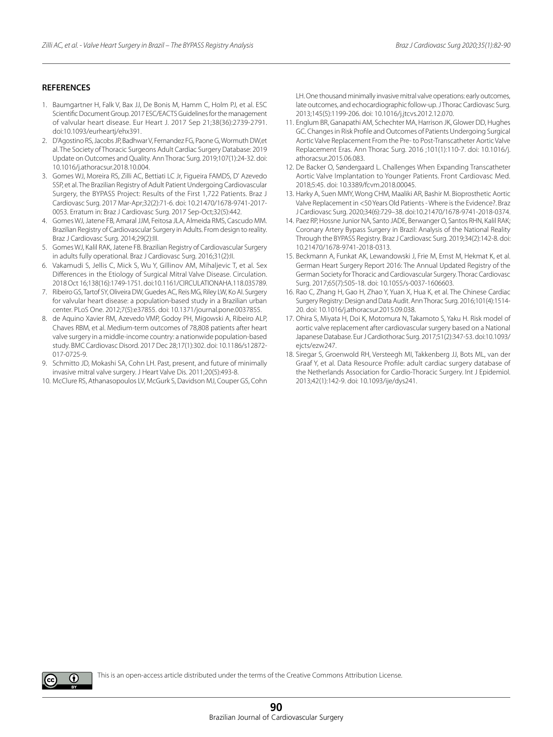## REFERENCES

1. Baumgartner H, Falk V, Bax JJ, De Bonis M, Hamm C, Holm PJ, et al. ESC Scientific Document Group. 2017 ESC/EACTS Guidelines for the management of valvular heart disease. Eur Heart J. 2017 Sep 21;38(36):2739-2791. doi:10.1093/eurheartj/ehx391.
2. D'Agostino RS, Jacobs JP, Badhwar V, Fernandez FG, Paone G, Wormuth DW,et al. The Society of Thoracic Surgeons Adult Cardiac Surgery Database: 2019 Update on Outcomes and Quality. Ann Thorac Surg. 2019;107(1):24-32. doi: 10.1016/j.athoracsur.2018.10.004.
3. Gomes WJ, Moreira RS, Zilli AC, Bettiati LC Jr, Figueira FAMDS, D' Azevedo SSP, et al. The Brazilian Registry of Adult Patient Undergoing Cardiovascular Surgery, the BYPASS Project: Results of the First 1,722 Patients. Braz J Cardiovasc Surg. 2017 Mar-Apr;32(2):71-6. doi: 10.21470/1678-9741-2017-0053. Erratum in: Braz J Cardiovasc Surg. 2017 Sep-Oct;32(5):442.
4. Gomes WJ, Jatene FB, Amaral JJM, Feitosa JLA, Almeida RMS, Cascudo MM. Brazilian Registry of Cardiovascular Surgery in Adults. From design to reality. Braz J Cardiovasc Surg. 2014;29(2):III.
5. Gomes WJ, Kalil RAK, Jatene FB. Brazilian Registry of Cardiovascular Surgery in adults fully operational. Braz J Cardiovasc Surg. 2016;31(2):II.
6. Vakamudi S, Jellis C, Mick S, Wu Y, Gillinov AM, Mihaljevic T, et al. Sex Differences in the Etiology of Surgical Mitral Valve Disease. Circulation. 2018 Oct 16;138(16):1749-1751. doi:10.1161/CIRCULATIONAHA.118.035789.
7. Ribeiro GS, Tartof SY, Oliveira DW, Guedes AC, Reis MG, Riley LW, Ko AI. Surgery for valvular heart disease: a population-based study in a Brazilian urban center. PLoS One. 2012;7(5):e37855. doi: 10.1371/journal.pone.0037855.
8. de Aquino Xavier RM, Azevedo VMP, Godoy PH, Migowski A, Ribeiro ALP, Chaves RBM, et al. Medium-term outcomes of 78,808 patients after heart valve surgery in a middle-income country: a nationwide population-based study. BMC Cardiovasc Disord. 2017 Dec 28;17(1):302. doi: 10.1186/s12872-017-0725-9.
9. Schmitto JD, Mokashi SA, Cohn LH. Past, present, and future of minimally invasive mitral valve surgery. J Heart Valve Dis. 2011;20(5):493-8.
10. McClure RS, Athanasopoulos LV, McGurk S, Davidson MJ, Couper GS, Cohn LH. One thousand minimally invasive mitral valve operations: early outcomes, late outcomes, and echocardiographic follow-up. J Thorac Cardiovasc Surg. 2013;145(5):1199-206. doi: 10.1016/j.jtcvs.2012.12.070.
11. Englum BR, Ganapathi AM, Schechter MA, Harrison JK, Glower DD, Hughes GC. Changes in Risk Profile and Outcomes of Patients Undergoing Surgical Aortic Valve Replacement From the Pre- to Post-Transcatheter Aortic Valve Replacement Eras. Ann Thorac Surg. 2016 ;101(1):110-7. doi: 10.1016/j.athoracsur.2015.06.083.
12. De Backer O, Søndergaard L. Challenges When Expanding Transcatheter Aortic Valve Implantation to Younger Patients. Front Cardiovasc Med. 2018;5:45. doi: 10.3389/fcvm.2018.00045.
13. Harky A, Suen MMY, Wong CHM, Maaliki AR, Bashir M. Bioprosthetic Aortic Valve Replacement in <50 Years Old Patients - Where is the Evidence?. Braz J Cardiovasc Surg. 2020;34(6):729–38. doi:10.21470/1678-9741-2018-0374.
14. Paez RP, Hossne Junior NA, Santo JADE, Berwanger O, Santos RHN, Kalil RAK; Coronary Artery Bypass Surgery in Brazil: Analysis of the National Reality Through the BYPASS Registry. Braz J Cardiovasc Surg. 2019;34(2):142-8. doi: 10.21470/1678-9741-2018-0313.
15. Beckmann A, Funkat AK, Lewandowski J, Frie M, Ernst M, Hekmat K, et al. German Heart Surgery Report 2016: The Annual Updated Registry of the German Society for Thoracic and Cardiovascular Surgery. Thorac Cardiovasc Surg. 2017;65(7):505-18. doi: 10.1055/s-0037-1606603.
16. Rao C, Zhang H, Gao H, Zhao Y, Yuan X, Hua K, et al. The Chinese Cardiac Surgery Registry: Design and Data Audit. Ann Thorac Surg. 2016;101(4):1514-20. doi: 10.1016/j.athoracsur.2015.09.038.
17. Ohira S, Miyata H, Doi K, Motomura N, Takamoto S, Yaku H. Risk model of aortic valve replacement after cardiovascular surgery based on a National Japanese Database. Eur J Cardiothorac Surg. 2017;51(2):347-53. doi:10.1093/ejcts/ezw247.
18. Siregar S, Groenwold RH, Versteegh MI, Takkenberg JJ, Bots ML, van der Graaf Y, et al. Data Resource Profile: adult cardiac surgery database of the Netherlands Association for Cardio-Thoracic Surgery. Int J Epidemiol. 2013;42(1):142-9. doi: 10.1093/ije/dys241.

This is an open-access article distributed under the terms of the Creative Commons Attribution License.